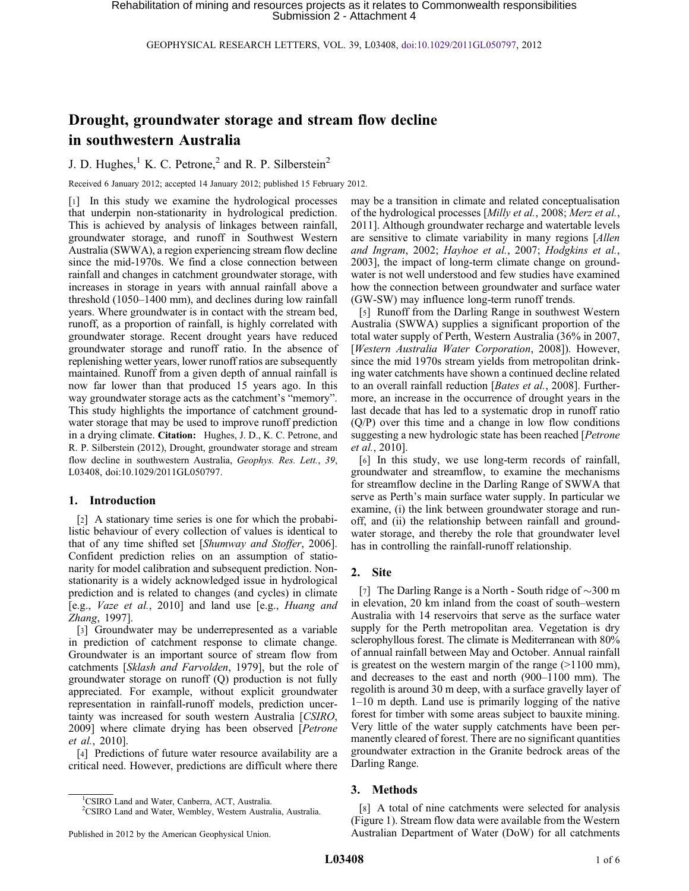# Drought, groundwater storage and stream flow decline in southwestern Australia

J. D. Hughes,[1] K. C. Petrone,[2] and R. P. Silberstein[2]

Received 6 January 2012; accepted 14 January 2012; published 15 February 2012.

[1] In this study we examine the hydrological processes that underpin non-stationarity in hydrological prediction. This is achieved by analysis of linkages between rainfall, groundwater storage, and runoff in Southwest Western Australia (SWWA), a region experiencing stream flow decline since the mid-1970s. We find a close connection between rainfall and changes in catchment groundwater storage, with increases in storage in years with annual rainfall above a threshold (1050–1400 mm), and declines during low rainfall years. Where groundwater is in contact with the stream bed, runoff, as a proportion of rainfall, is highly correlated with groundwater storage. Recent drought years have reduced groundwater storage and runoff ratio. In the absence of replenishing wetter years, lower runoff ratios are subsequently maintained. Runoff from a given depth of annual rainfall is now far lower than that produced 15 years ago. In this way groundwater storage acts as the catchment's "memory". This study highlights the importance of catchment groundwater storage that may be used to improve runoff prediction in a drying climate. **Citation:** Hughes, J. D., K. C. Petrone, and R. P. Silberstein (2012), Drought, groundwater storage and stream flow decline in southwestern Australia, *Geophys. Res. Lett.*, *39*, L03408, doi:10.1029/2011GL050797.

## 1. Introduction

[2] A stationary time series is one for which the probabilistic behaviour of every collection of values is identical to that of any time shifted set [*Shumway and Stoffer*, 2006]. Confident prediction relies on an assumption of stationarity for model calibration and subsequent prediction. Non-stationarity is a widely acknowledged issue in hydrological prediction and is related to changes (and cycles) in climate [e.g., *Vaze et al.*, 2010] and land use [e.g., *Huang and Zhang*, 1997].

[3] Groundwater may be underrepresented as a variable in prediction of catchment response to climate change. Groundwater is an important source of stream flow from catchments [*Sklash and Farvolden*, 1979], but the role of groundwater storage on runoff (Q) production is not fully appreciated. For example, without explicit groundwater representation in rainfall-runoff models, prediction uncertainty was increased for south western Australia [*CSIRO*, 2009] where climate drying has been observed [*Petrone et al.*, 2010].

[4] Predictions of future water resource availability are a critical need. However, predictions are difficult where there may be a transition in climate and related conceptualisation of the hydrological processes [*Milly et al.*, 2008; *Merz et al.*, 2011]. Although groundwater recharge and watertable levels are sensitive to climate variability in many regions [*Allen and Ingram*, 2002; *Hayhoe et al.*, 2007; *Hodgkins et al.*, 2003], the impact of long-term climate change on groundwater is not well understood and few studies have examined how the connection between groundwater and surface water (GW-SW) may influence long-term runoff trends.

[5] Runoff from the Darling Range in southwest Western Australia (SWWA) supplies a significant proportion of the total water supply of Perth, Western Australia (36% in 2007, [*Western Australia Water Corporation*, 2008]). However, since the mid 1970s stream yields from metropolitan drinking water catchments have shown a continued decline related to an overall rainfall reduction [*Bates et al.*, 2008]. Furthermore, an increase in the occurrence of drought years in the last decade that has led to a systematic drop in runoff ratio (Q/P) over this time and a change in low flow conditions suggesting a new hydrologic state has been reached [*Petrone et al.*, 2010].

[6] In this study, we use long-term records of rainfall, groundwater and streamflow, to examine the mechanisms for streamflow decline in the Darling Range of SWWA that serve as Perth's main surface water supply. In particular we examine, (i) the link between groundwater storage and runoff, and (ii) the relationship between rainfall and groundwater storage, and thereby the role that groundwater level has in controlling the rainfall-runoff relationship.

## 2. Site

[7] The Darling Range is a North - South ridge of ∼300 m in elevation, 20 km inland from the coast of south–western Australia with 14 reservoirs that serve as the surface water supply for the Perth metropolitan area. Vegetation is dry sclerophyllous forest. The climate is Mediterranean with 80% of annual rainfall between May and October. Annual rainfall is greatest on the western margin of the range (>1100 mm), and decreases to the east and north (900–1100 mm). The regolith is around 30 m deep, with a surface gravelly layer of 1–10 m depth. Land use is primarily logging of the native forest for timber with some areas subject to bauxite mining. Very little of the water supply catchments have been permanently cleared of forest. There are no significant quantities groundwater extraction in the Granite bedrock areas of the Darling Range.

## 3. Methods

[8] A total of nine catchments were selected for analysis (Figure 1). Stream flow data were available from the Western Australian Department of Water (DoW) for all catchments

---

[1] CSIRO Land and Water, Canberra, ACT, Australia.
[2] CSIRO Land and Water, Wembley, Western Australia, Australia.

Published in 2012 by the American Geophysical Union.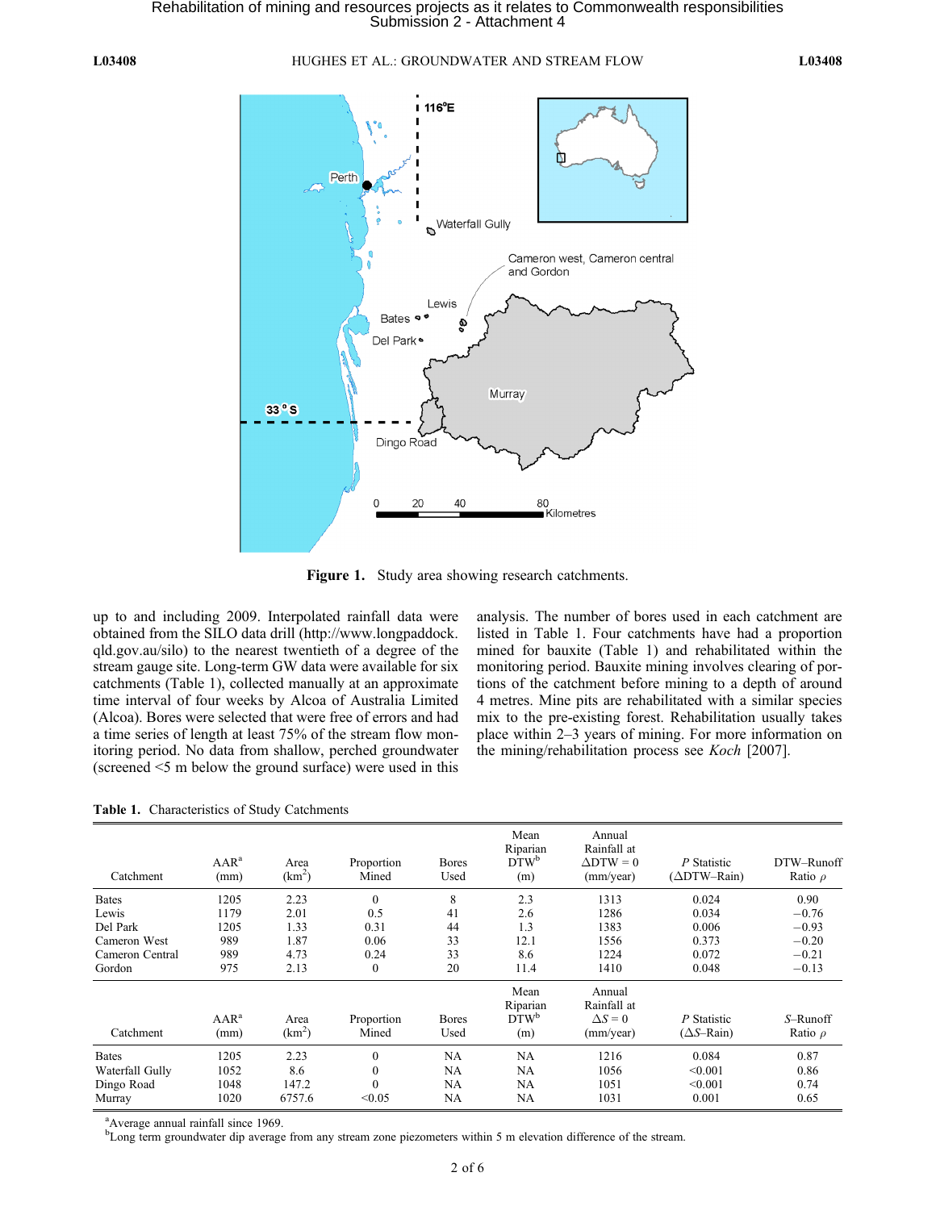**Figure 1.** Study area showing research catchments.

up to and including 2009. Interpolated rainfall data were obtained from the SILO data drill (http://www.longpaddock.qld.gov.au/silo) to the nearest twentieth of a degree of the stream gauge site. Long-term GW data were available for six catchments (Table 1), collected manually at an approximate time interval of four weeks by Alcoa of Australia Limited (Alcoa). Bores were selected that were free of errors and had a time series of length at least 75% of the stream flow monitoring period. No data from shallow, perched groundwater (screened <5 m below the ground surface) were used in this analysis. The number of bores used in each catchment are listed in Table 1. Four catchments have had a proportion mined for bauxite (Table 1) and rehabilitated within the monitoring period. Bauxite mining involves clearing of portions of the catchment before mining to a depth of around 4 metres. Mine pits are rehabilitated with a similar species mix to the pre-existing forest. Rehabilitation usually takes place within 2–3 years of mining. For more information on the mining/rehabilitation process see *Koch* [2007].

**Table 1.** Characteristics of Study Catchments

| Catchment | AAR[a] (mm) | Area ($km^2$) | Proportion Mined | Bores Used | Mean Riparian DTW[b] (m) | Annual Rainfall at $\Delta DTW = 0$ (mm/year) | $P$ Statistic ($\Delta$DTW–Rain) | DTW–Runoff Ratio $\rho$ |
|---|---|---|---|---|---|---|---|---|
| Bates | 1205 | 2.23 | 0 | 8 | 2.3 | 1313 | 0.024 | 0.90 |
| Lewis | 1179 | 2.01 | 0.5 | 41 | 2.6 | 1286 | 0.034 | −0.76 |
| Del Park | 1205 | 1.33 | 0.31 | 44 | 1.3 | 1383 | 0.006 | −0.93 |
| Cameron West | 989 | 1.87 | 0.06 | 33 | 12.1 | 1556 | 0.373 | −0.20 |
| Cameron Central | 989 | 4.73 | 0.24 | 33 | 8.6 | 1224 | 0.072 | −0.21 |
| Gordon | 975 | 2.13 | 0 | 20 | 11.4 | 1410 | 0.048 | −0.13 |
| **Catchment** | **AAR[a] (mm)** | **Area ($km^2$)** | **Proportion Mined** | **Bores Used** | **Mean Riparian DTW[b] (m)** | **Annual Rainfall at $\Delta S = 0$ (mm/year)** | **$P$ Statistic ($\Delta S$–Rain)** | **$S$–Runoff Ratio $\rho$** |
| Bates | 1205 | 2.23 | 0 | NA | NA | 1216 | 0.084 | 0.87 |
| Waterfall Gully | 1052 | 8.6 | 0 | NA | NA | 1056 | <0.001 | 0.86 |
| Dingo Road | 1048 | 147.2 | 0 | NA | NA | 1051 | <0.001 | 0.74 |
| Murray | 1020 | 6757.6 | <0.05 | NA | NA | 1031 | 0.001 | 0.65 |

[a]Average annual rainfall since 1969.
[b]Long term groundwater dip average from any stream zone piezometers within 5 m elevation difference of the stream.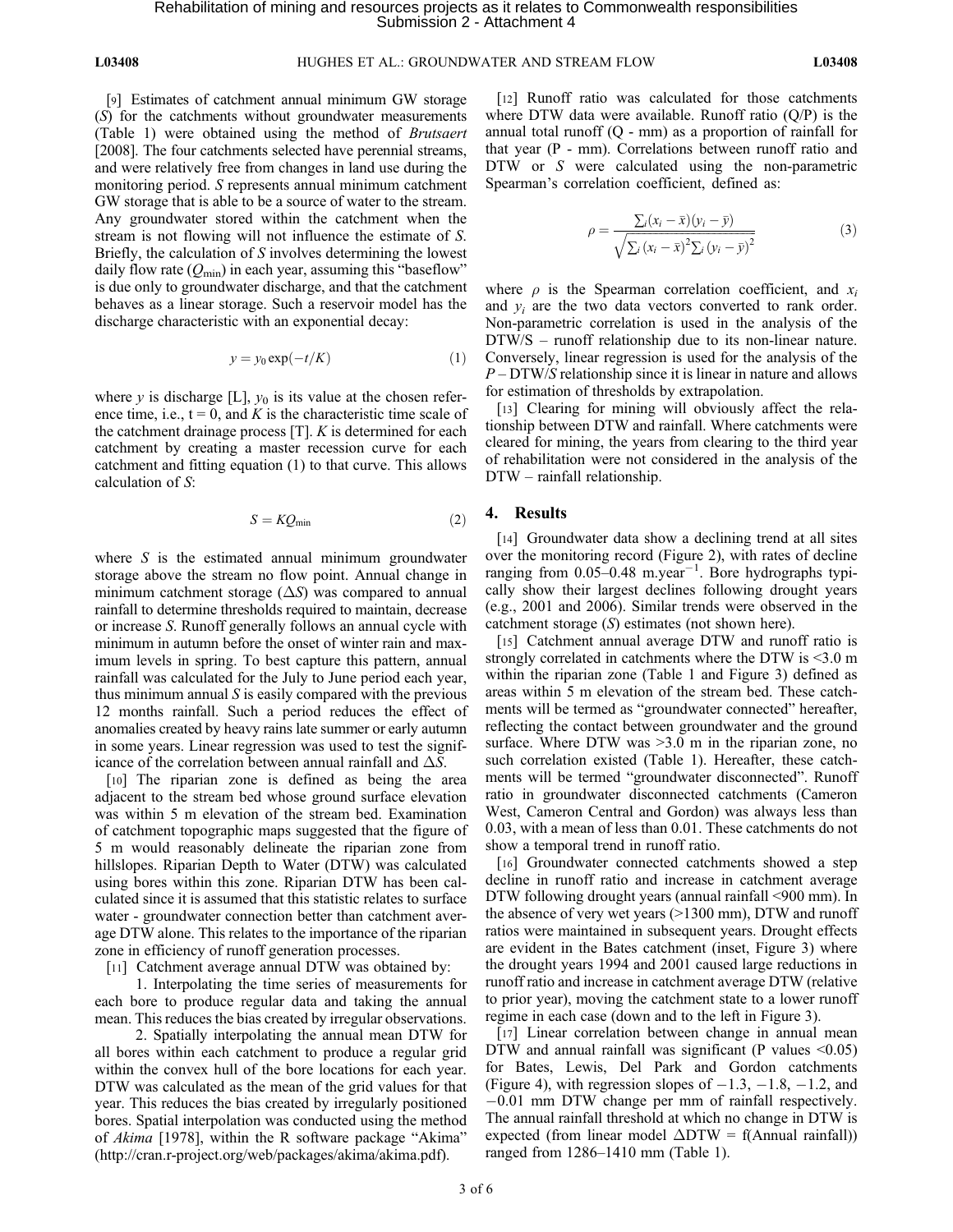[9] Estimates of catchment annual minimum GW storage ($S$) for the catchments without groundwater measurements (Table 1) were obtained using the method of *Brutsaert* [2008]. The four catchments selected have perennial streams, and were relatively free from changes in land use during the monitoring period. $S$ represents annual minimum catchment GW storage that is able to be a source of water to the stream. Any groundwater stored within the catchment when the stream is not flowing will not influence the estimate of $S$. Briefly, the calculation of $S$ involves determining the lowest daily flow rate ($Q_{\min}$) in each year, assuming this "baseflow" is due only to groundwater discharge, and that the catchment behaves as a linear storage. Such a reservoir model has the discharge characteristic with an exponential decay:

$$y = y_0 \exp(-t/K) \tag{1}$$

where $y$ is discharge [L], $y_0$ is its value at the chosen reference time, i.e., t = 0, and $K$ is the characteristic time scale of the catchment drainage process [T]. $K$ is determined for each catchment by creating a master recession curve for each catchment and fitting equation (1) to that curve. This allows calculation of $S$:

$$S = KQ_{\min} \tag{2}$$

where $S$ is the estimated annual minimum groundwater storage above the stream no flow point. Annual change in minimum catchment storage ($\Delta S$) was compared to annual rainfall to determine thresholds required to maintain, decrease or increase $S$. Runoff generally follows an annual cycle with minimum in autumn before the onset of winter rain and maximum levels in spring. To best capture this pattern, annual rainfall was calculated for the July to June period each year, thus minimum annual $S$ is easily compared with the previous 12 months rainfall. Such a period reduces the effect of anomalies created by heavy rains late summer or early autumn in some years. Linear regression was used to test the significance of the correlation between annual rainfall and $\Delta S$.

[10] The riparian zone is defined as being the area adjacent to the stream bed whose ground surface elevation was within 5 m elevation of the stream bed. Examination of catchment topographic maps suggested that the figure of 5 m would reasonably delineate the riparian zone from hillslopes. Riparian Depth to Water (DTW) was calculated using bores within this zone. Riparian DTW has been calculated since it is assumed that this statistic relates to surface water - groundwater connection better than catchment average DTW alone. This relates to the importance of the riparian zone in efficiency of runoff generation processes.

[11] Catchment average annual DTW was obtained by:

1. Interpolating the time series of measurements for each bore to produce regular data and taking the annual mean. This reduces the bias created by irregular observations.

2. Spatially interpolating the annual mean DTW for all bores within each catchment to produce a regular grid within the convex hull of the bore locations for each year. DTW was calculated as the mean of the grid values for that year. This reduces the bias created by irregularly positioned bores. Spatial interpolation was conducted using the method of *Akima* [1978], within the R software package "Akima" (http://cran.r-project.org/web/packages/akima/akima.pdf).

[12] Runoff ratio was calculated for those catchments where DTW data were available. Runoff ratio (Q/P) is the annual total runoff (Q - mm) as a proportion of rainfall for that year (P - mm). Correlations between runoff ratio and DTW or $S$ were calculated using the non-parametric Spearman's correlation coefficient, defined as:

$$\rho = \frac{\sum_i (x_i - \bar{x})(y_i - \bar{y})}{\sqrt{\sum_i (x_i - \bar{x})^2 \sum_i (y_i - \bar{y})^2}} \tag{3}$$

where $\rho$ is the Spearman correlation coefficient, and $x_i$ and $y_i$ are the two data vectors converted to rank order. Non-parametric correlation is used in the analysis of the DTW/S – runoff relationship due to its non-linear nature. Conversely, linear regression is used for the analysis of the $P$ – DTW/$S$ relationship since it is linear in nature and allows for estimation of thresholds by extrapolation.

[13] Clearing for mining will obviously affect the relationship between DTW and rainfall. Where catchments were cleared for mining, the years from clearing to the third year of rehabilitation were not considered in the analysis of the DTW – rainfall relationship.

## 4. Results

[14] Groundwater data show a declining trend at all sites over the monitoring record (Figure 2), with rates of decline ranging from 0.05–0.48 m.year$^{-1}$. Bore hydrographs typically show their largest declines following drought years (e.g., 2001 and 2006). Similar trends were observed in the catchment storage ($S$) estimates (not shown here).

[15] Catchment annual average DTW and runoff ratio is strongly correlated in catchments where the DTW is <3.0 m within the riparian zone (Table 1 and Figure 3) defined as areas within 5 m elevation of the stream bed. These catchments will be termed as "groundwater connected" hereafter, reflecting the contact between groundwater and the ground surface. Where DTW was >3.0 m in the riparian zone, no such correlation existed (Table 1). Hereafter, these catchments will be termed "groundwater disconnected". Runoff ratio in groundwater disconnected catchments (Cameron West, Cameron Central and Gordon) was always less than 0.03, with a mean of less than 0.01. These catchments do not show a temporal trend in runoff ratio.

[16] Groundwater connected catchments showed a step decline in runoff ratio and increase in catchment average DTW following drought years (annual rainfall <900 mm). In the absence of very wet years (>1300 mm), DTW and runoff ratios were maintained in subsequent years. Drought effects are evident in the Bates catchment (inset, Figure 3) where the drought years 1994 and 2001 caused large reductions in runoff ratio and increase in catchment average DTW (relative to prior year), moving the catchment state to a lower runoff regime in each case (down and to the left in Figure 3).

[17] Linear correlation between change in annual mean DTW and annual rainfall was significant (P values <0.05) for Bates, Lewis, Del Park and Gordon catchments (Figure 4), with regression slopes of −1.3, −1.8, −1.2, and −0.01 mm DTW change per mm of rainfall respectively. The annual rainfall threshold at which no change in DTW is expected (from linear model $\Delta$DTW = f(Annual rainfall)) ranged from 1286–1410 mm (Table 1).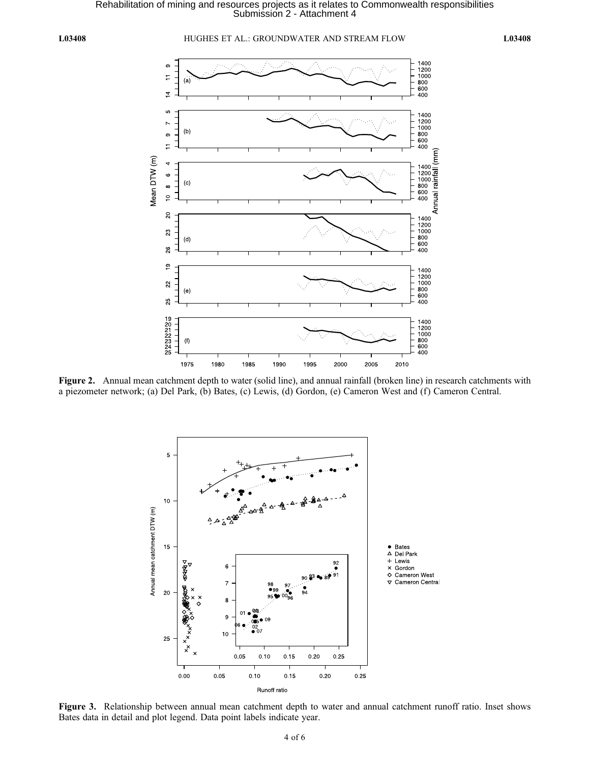Rehabilitation of mining and resources projects as it relates to Commonwealth responsibilities
Submission 2 - Attachment 4

**Figure 2.** Annual mean catchment depth to water (solid line), and annual rainfall (broken line) in research catchments with a piezometer network; (a) Del Park, (b) Bates, (c) Lewis, (d) Gordon, (e) Cameron West and (f) Cameron Central.

**Figure 3.** Relationship between annual mean catchment depth to water and annual catchment runoff ratio. Inset shows Bates data in detail and plot legend. Data point labels indicate year.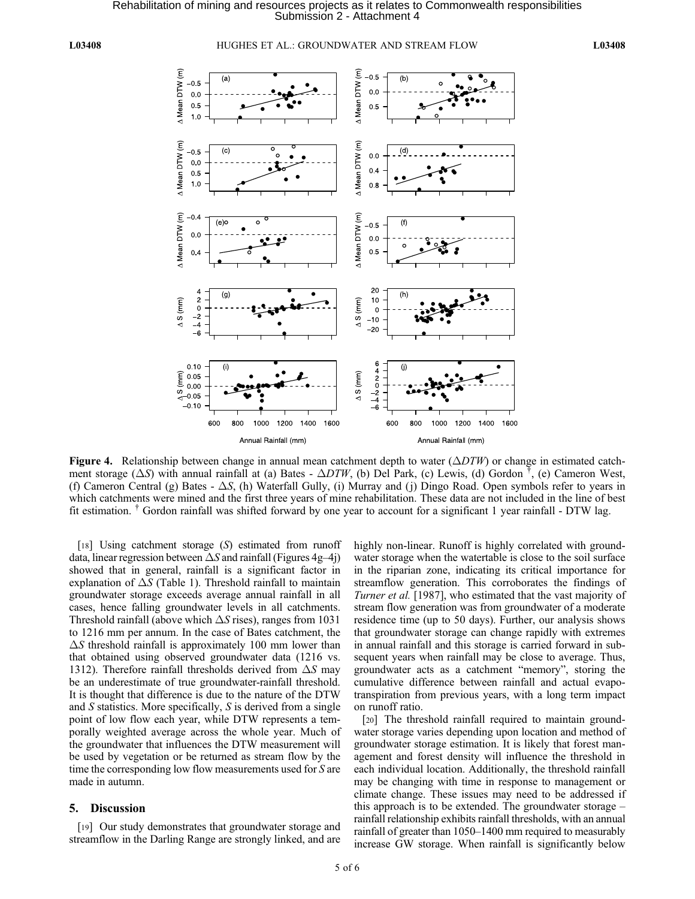**Figure 4.** Relationship between change in annual mean catchment depth to water ($\Delta DTW$) or change in estimated catchment storage ($\Delta S$) with annual rainfall at (a) Bates - $\Delta DTW$, (b) Del Park, (c) Lewis, (d) Gordon [†], (e) Cameron West, (f) Cameron Central (g) Bates - $\Delta S$, (h) Waterfall Gully, (i) Murray and (j) Dingo Road. Open symbols refer to years in which catchments were mined and the first three years of mine rehabilitation. These data are not included in the line of best fit estimation. [†] Gordon rainfall was shifted forward by one year to account for a significant 1 year rainfall - DTW lag.

[18] Using catchment storage ($S$) estimated from runoff data, linear regression between $\Delta S$ and rainfall (Figures 4g–4j) showed that in general, rainfall is a significant factor in explanation of $\Delta S$ (Table 1). Threshold rainfall to maintain groundwater storage exceeds average annual rainfall in all cases, hence falling groundwater levels in all catchments. Threshold rainfall (above which $\Delta S$ rises), ranges from 1031 to 1216 mm per annum. In the case of Bates catchment, the $\Delta S$ threshold rainfall is approximately 100 mm lower than that obtained using observed groundwater data (1216 vs. 1312). Therefore rainfall thresholds derived from $\Delta S$ may be an underestimate of true groundwater-rainfall threshold. It is thought that difference is due to the nature of the DTW and $S$ statistics. More specifically, $S$ is derived from a single point of low flow each year, while DTW represents a temporally weighted average across the whole year. Much of the groundwater that influences the DTW measurement will be used by vegetation or be returned as stream flow by the time the corresponding low flow measurements used for $S$ are made in autumn.

## 5. Discussion

[19] Our study demonstrates that groundwater storage and streamflow in the Darling Range are strongly linked, and are highly non-linear. Runoff is highly correlated with groundwater storage when the watertable is close to the soil surface in the riparian zone, indicating its critical importance for streamflow generation. This corroborates the findings of *Turner et al.* [1987], who estimated that the vast majority of stream flow generation was from groundwater of a moderate residence time (up to 50 days). Further, our analysis shows that groundwater storage can change rapidly with extremes in annual rainfall and this storage is carried forward in subsequent years when rainfall may be close to average. Thus, groundwater acts as a catchment "memory", storing the cumulative difference between rainfall and actual evapotranspiration from previous years, with a long term impact on runoff ratio.

[20] The threshold rainfall required to maintain groundwater storage varies depending upon location and method of groundwater storage estimation. It is likely that forest management and forest density will influence the threshold in each individual location. Additionally, the threshold rainfall may be changing with time in response to management or climate change. These issues may need to be addressed if this approach is to be extended. The groundwater storage – rainfall relationship exhibits rainfall thresholds, with an annual rainfall of greater than 1050–1400 mm required to measurably increase GW storage. When rainfall is significantly below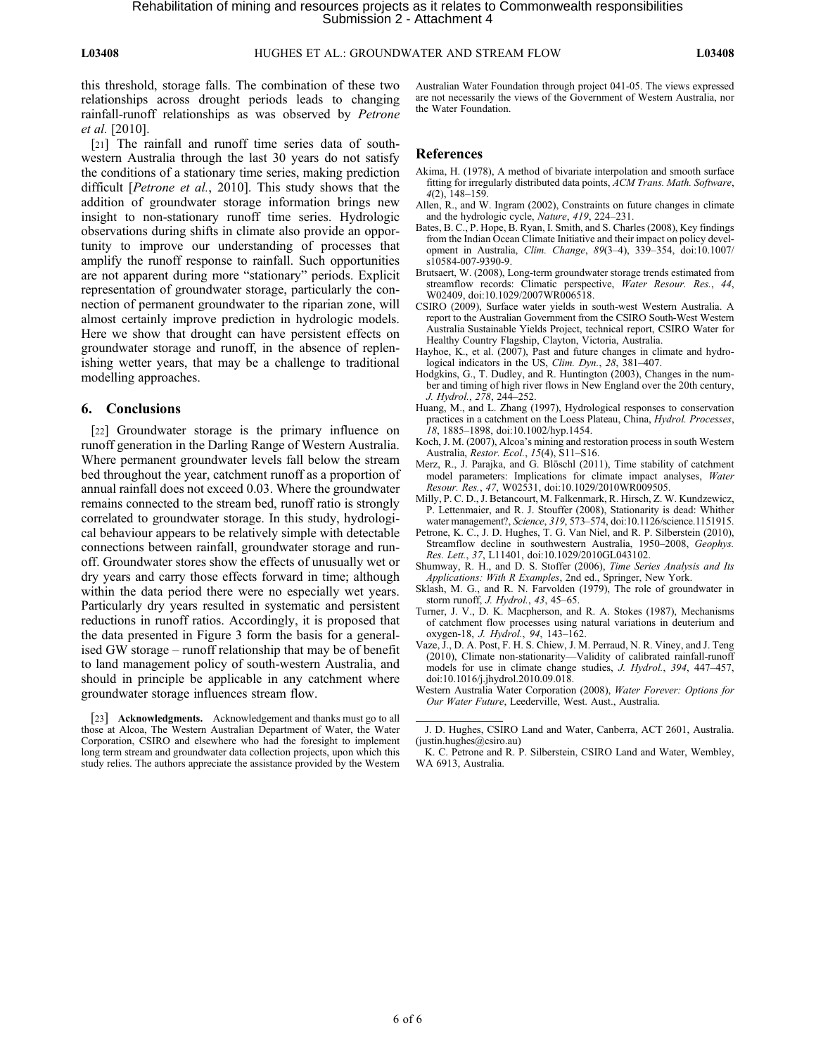this threshold, storage falls. The combination of these two relationships across drought periods leads to changing rainfall-runoff relationships as was observed by *Petrone et al.* [2010].

[21] The rainfall and runoff time series data of south-western Australia through the last 30 years do not satisfy the conditions of a stationary time series, making prediction difficult [*Petrone et al.*, 2010]. This study shows that the addition of groundwater storage information brings new insight to non-stationary runoff time series. Hydrologic observations during shifts in climate also provide an opportunity to improve our understanding of processes that amplify the runoff response to rainfall. Such opportunities are not apparent during more "stationary" periods. Explicit representation of groundwater storage, particularly the connection of permanent groundwater to the riparian zone, will almost certainly improve prediction in hydrologic models. Here we show that drought can have persistent effects on groundwater storage and runoff, in the absence of replenishing wetter years, that may be a challenge to traditional modelling approaches.

## 6. Conclusions

[22] Groundwater storage is the primary influence on runoff generation in the Darling Range of Western Australia. Where permanent groundwater levels fall below the stream bed throughout the year, catchment runoff as a proportion of annual rainfall does not exceed 0.03. Where the groundwater remains connected to the stream bed, runoff ratio is strongly correlated to groundwater storage. In this study, hydrological behaviour appears to be relatively simple with detectable connections between rainfall, groundwater storage and runoff. Groundwater stores show the effects of unusually wet or dry years and carry those effects forward in time; although within the data period there were no especially wet years. Particularly dry years resulted in systematic and persistent reductions in runoff ratios. Accordingly, it is proposed that the data presented in Figure 3 form the basis for a generalised GW storage – runoff relationship that may be of benefit to land management policy of south-western Australia, and should in principle be applicable in any catchment where groundwater storage influences stream flow.

[23] **Acknowledgments.** Acknowledgement and thanks must go to all those at Alcoa, The Western Australian Department of Water, the Water Corporation, CSIRO and elsewhere who had the foresight to implement long term stream and groundwater data collection projects, upon which this study relies. The authors appreciate the assistance provided by the Western Australian Water Foundation through project 041-05. The views expressed are not necessarily the views of the Government of Western Australia, nor the Water Foundation.

## References

Akima, H. (1978), A method of bivariate interpolation and smooth surface fitting for irregularly distributed data points, *ACM Trans. Math. Software*, *4*(2), 148–159.

Allen, R., and W. Ingram (2002), Constraints on future changes in climate and the hydrologic cycle, *Nature*, *419*, 224–231.

Bates, B. C., P. Hope, B. Ryan, I. Smith, and S. Charles (2008), Key findings from the Indian Ocean Climate Initiative and their impact on policy development in Australia, *Clim. Change*, *89*(3–4), 339–354, doi:10.1007/s10584-007-9390-9.

Brutsaert, W. (2008), Long-term groundwater storage trends estimated from streamflow records: Climatic perspective, *Water Resour. Res.*, *44*, W02409, doi:10.1029/2007WR006518.

CSIRO (2009), Surface water yields in south-west Western Australia. A report to the Australian Government from the CSIRO South-West Western Australia Sustainable Yields Project, technical report, CSIRO Water for Healthy Country Flagship, Clayton, Victoria, Australia.

Hayhoe, K., et al. (2007), Past and future changes in climate and hydrological indicators in the US, *Clim. Dyn.*, *28*, 381–407.

Hodgkins, G., T. Dudley, and R. Huntington (2003), Changes in the number and timing of high river flows in New England over the 20th century, *J. Hydrol.*, *278*, 244–252.

Huang, M., and L. Zhang (1997), Hydrological responses to conservation practices in a catchment on the Loess Plateau, China, *Hydrol. Processes*, *18*, 1885–1898, doi:10.1002/hyp.1454.

Koch, J. M. (2007), Alcoa's mining and restoration process in south Western Australia, *Restor. Ecol.*, *15*(4), S11–S16.

Merz, R., J. Parajka, and G. Blöschl (2011), Time stability of catchment model parameters: Implications for climate impact analyses, *Water Resour. Res.*, *47*, W02531, doi:10.1029/2010WR009505.

Milly, P. C. D., J. Betancourt, M. Falkenmark, R. Hirsch, Z. W. Kundzewicz, P. Lettenmaier, and R. J. Stouffer (2008), Stationarity is dead: Whither water management?, *Science*, *319*, 573–574, doi:10.1126/science.1151915.

Petrone, K. C., J. D. Hughes, T. G. Van Niel, and R. P. Silberstein (2010), Streamflow decline in southwestern Australia, 1950–2008, *Geophys. Res. Lett.*, *37*, L11401, doi:10.1029/2010GL043102.

Shumway, R. H., and D. S. Stoffer (2006), *Time Series Analysis and Its Applications: With R Examples*, 2nd ed., Springer, New York.

Sklash, M. G., and R. N. Farvolden (1979), The role of groundwater in storm runoff, *J. Hydrol.*, *43*, 45–65.

Turner, J. V., D. K. Macpherson, and R. A. Stokes (1987), Mechanisms of catchment flow processes using natural variations in deuterium and oxygen-18, *J. Hydrol.*, *94*, 143–162.

Vaze, J., D. A. Post, F. H. S. Chiew, J. M. Perraud, N. R. Viney, and J. Teng (2010), Climate non-stationarity—Validity of calibrated rainfall-runoff models for use in climate change studies, *J. Hydrol.*, *394*, 447–457, doi:10.1016/j.jhydrol.2010.09.018.

Western Australia Water Corporation (2008), *Water Forever: Options for Our Water Future*, Leederville, West. Aust., Australia.

J. D. Hughes, CSIRO Land and Water, Canberra, ACT 2601, Australia. (justin.hughes@csiro.au)

K. C. Petrone and R. P. Silberstein, CSIRO Land and Water, Wembley, WA 6913, Australia.